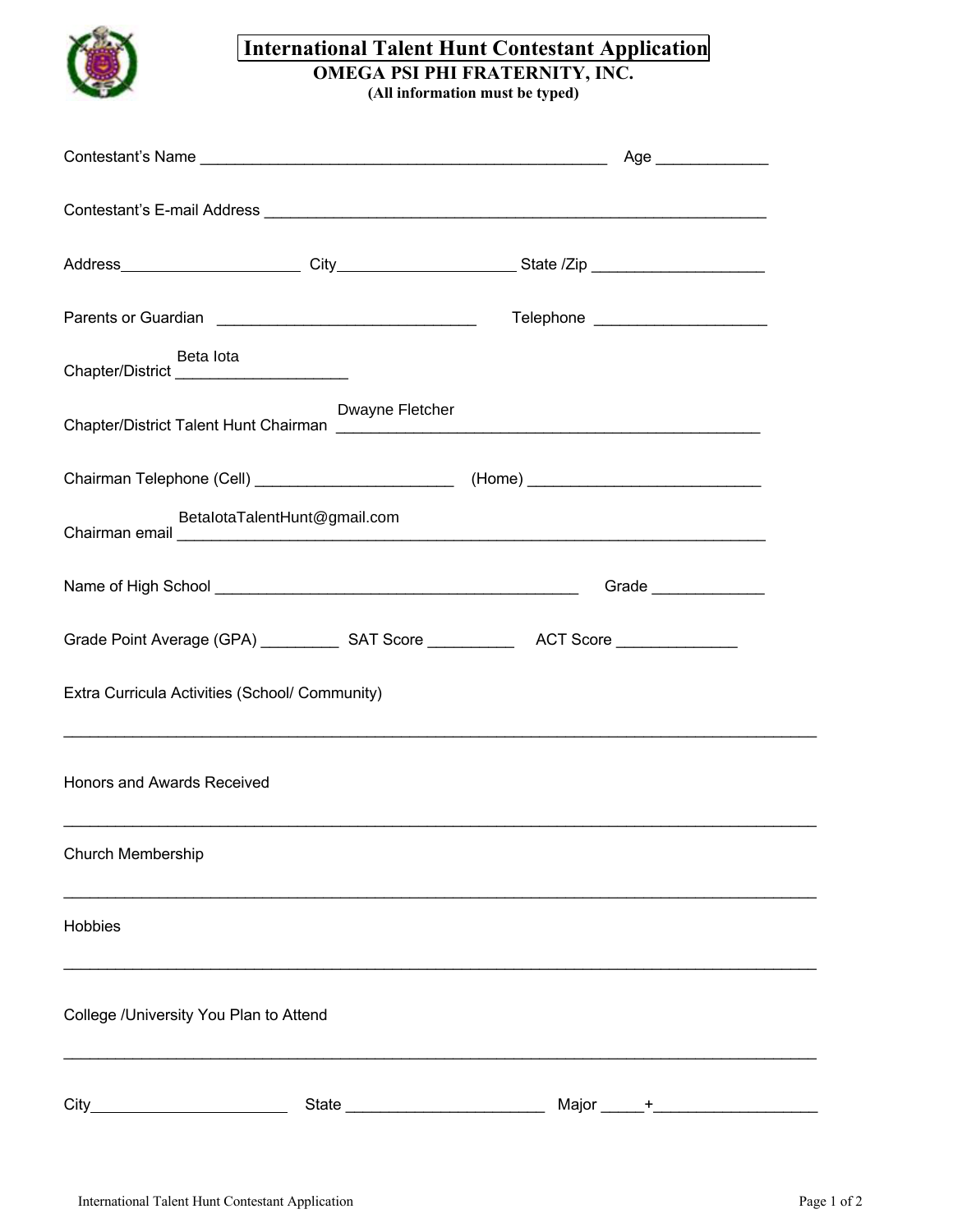# International Talent Hunt Contestant Application

**OMEGA PSI PHI FRATERNITY, INC.**

**(All information must be typed)**

Contestant's Name ______________________________________________ Age ____________

Contestant's E-mail Address _________________________________________________________

Address____________________ City____________________ State /Zip ___________________

Parents or Guardian _____________________________ Telephone ___________________

Chapter/District Beta Iota

Chapter/District Talent Hunt Chairman Dwayne Fletcher

Chairman Telephone (Cell) ______________________ (Home) __________________________

Chairman email BetaIotaTalentHunt@gmail.com

Name of High School _________________________________________ Grade ____________

Grade Point Average (GPA) _________ SAT Score __________ ACT Score ______________

Extra Curricula Activities (School/ Community)

______________________________________________________________________________________

Honors and Awards Received

______________________________________________________________________________________

Church Membership

______________________________________________________________________________________

Hobbies

______________________________________________________________________________________

College /University You Plan to Attend

______________________________________________________________________________________

City______________________ State ______________________ Major _____+__________________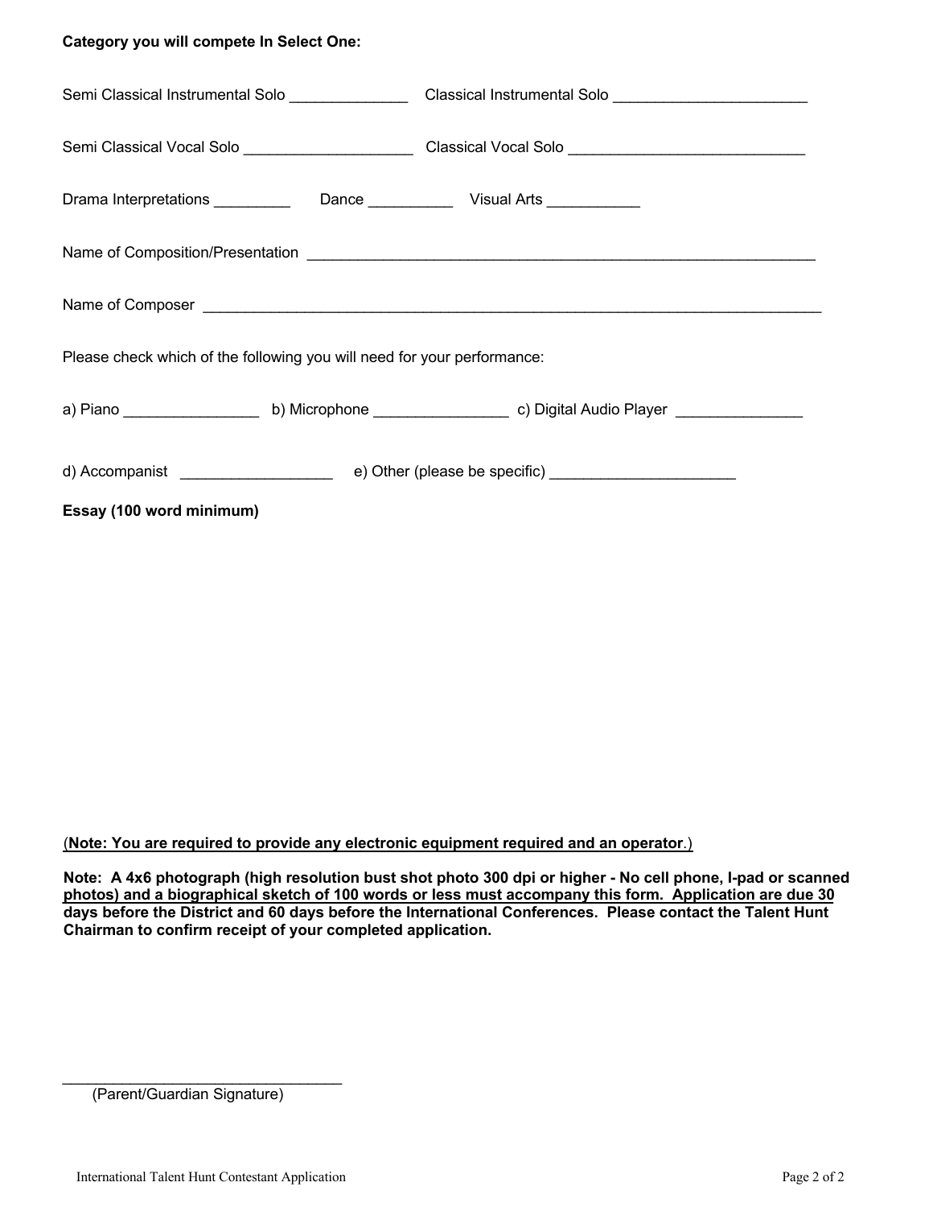**Category you will compete In Select One:**

Semi Classical Instrumental Solo ______________ Classical Instrumental Solo _______________________

Semi Classical Vocal Solo ____________________ Classical Vocal Solo ____________________________

Drama Interpretations _________ Dance __________ Visual Arts ___________

Name of Composition/Presentation ________________________________________________________________

Name of Composer ___________________________________________________________________________

Please check which of the following you will need for your performance:

a) Piano ________________ b) Microphone ________________ c) Digital Audio Player _______________

d) Accompanist __________________ e) Other (please be specific) ______________________

**Essay (100 word minimum)**

(<u>**Note: You are required to provide any electronic equipment required and an operator**.</u>)

**Note: A 4x6 photograph (high resolution bust shot photo 300 dpi or higher - No cell phone, I-pad or scanned <u>photos) and a biographical sketch of 100 words or less must accompany this form. Application are due 30</u> days before the District and 60 days before the International Conferences. Please contact the Talent Hunt Chairman to confirm receipt of your completed application.**

_________________________________
(Parent/Guardian Signature)